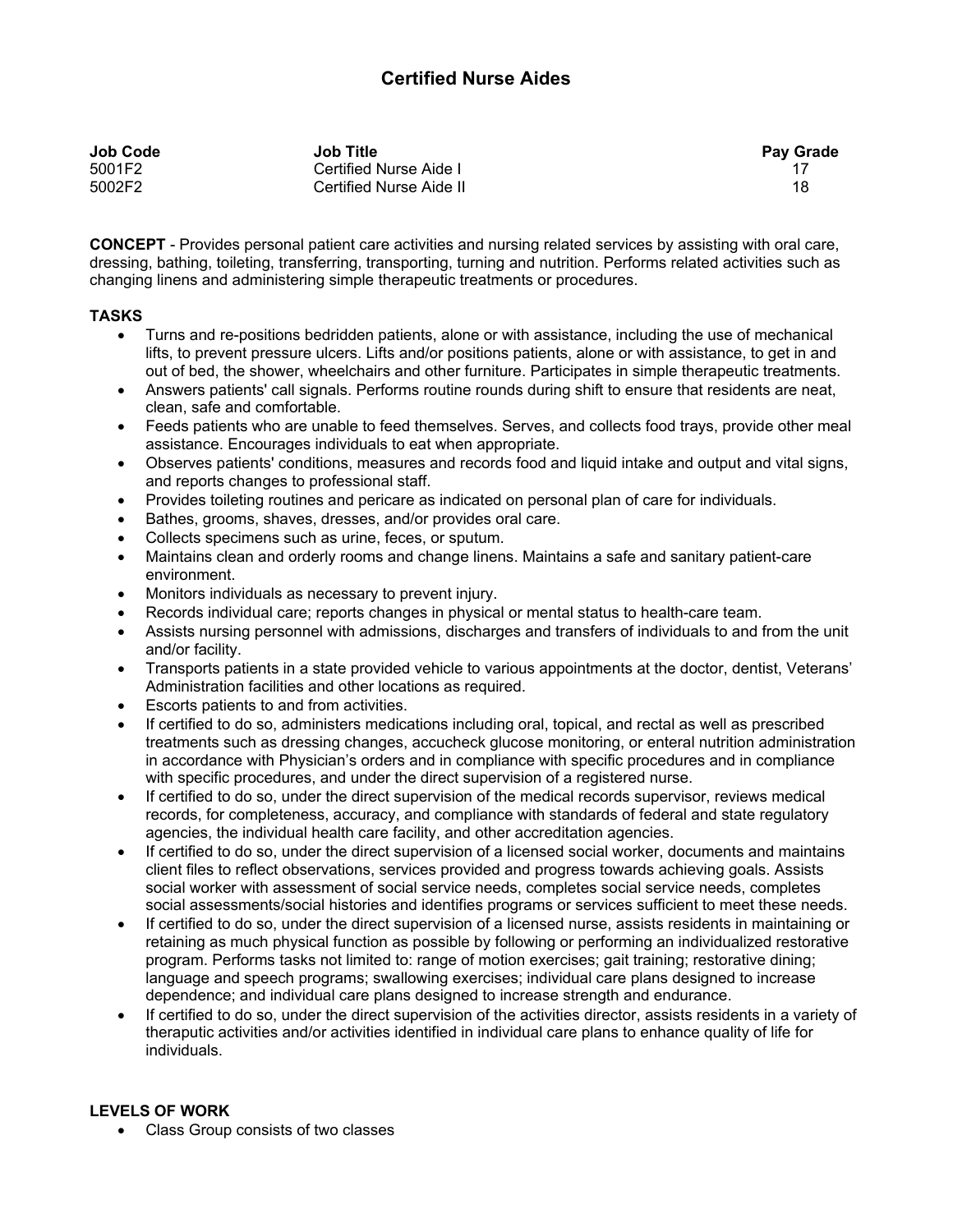# Certified Nurse Aides

| Job Code | Job Title | Pay Grade |
|---|---|---|
| 5001F2 | Certified Nurse Aide I | 17 |
| 5002F2 | Certified Nurse Aide II | 18 |

**CONCEPT** - Provides personal patient care activities and nursing related services by assisting with oral care, dressing, bathing, toileting, transferring, transporting, turning and nutrition. Performs related activities such as changing linens and administering simple therapeutic treatments or procedures.

**TASKS**

- Turns and re-positions bedridden patients, alone or with assistance, including the use of mechanical lifts, to prevent pressure ulcers. Lifts and/or positions patients, alone or with assistance, to get in and out of bed, the shower, wheelchairs and other furniture. Participates in simple therapeutic treatments.
- Answers patients' call signals. Performs routine rounds during shift to ensure that residents are neat, clean, safe and comfortable.
- Feeds patients who are unable to feed themselves. Serves, and collects food trays, provide other meal assistance. Encourages individuals to eat when appropriate.
- Observes patients' conditions, measures and records food and liquid intake and output and vital signs, and reports changes to professional staff.
- Provides toileting routines and pericare as indicated on personal plan of care for individuals.
- Bathes, grooms, shaves, dresses, and/or provides oral care.
- Collects specimens such as urine, feces, or sputum.
- Maintains clean and orderly rooms and change linens. Maintains a safe and sanitary patient-care environment.
- Monitors individuals as necessary to prevent injury.
- Records individual care; reports changes in physical or mental status to health-care team.
- Assists nursing personnel with admissions, discharges and transfers of individuals to and from the unit and/or facility.
- Transports patients in a state provided vehicle to various appointments at the doctor, dentist, Veterans' Administration facilities and other locations as required.
- Escorts patients to and from activities.
- If certified to do so, administers medications including oral, topical, and rectal as well as prescribed treatments such as dressing changes, accucheck glucose monitoring, or enteral nutrition administration in accordance with Physician's orders and in compliance with specific procedures and in compliance with specific procedures, and under the direct supervision of a registered nurse.
- If certified to do so, under the direct supervision of the medical records supervisor, reviews medical records, for completeness, accuracy, and compliance with standards of federal and state regulatory agencies, the individual health care facility, and other accreditation agencies.
- If certified to do so, under the direct supervision of a licensed social worker, documents and maintains client files to reflect observations, services provided and progress towards achieving goals. Assists social worker with assessment of social service needs, completes social service needs, completes social assessments/social histories and identifies programs or services sufficient to meet these needs.
- If certified to do so, under the direct supervision of a licensed nurse, assists residents in maintaining or retaining as much physical function as possible by following or performing an individualized restorative program. Performs tasks not limited to: range of motion exercises; gait training; restorative dining; language and speech programs; swallowing exercises; individual care plans designed to increase dependence; and individual care plans designed to increase strength and endurance.
- If certified to do so, under the direct supervision of the activities director, assists residents in a variety of theraputic activities and/or activities identified in individual care plans to enhance quality of life for individuals.

**LEVELS OF WORK**

- Class Group consists of two classes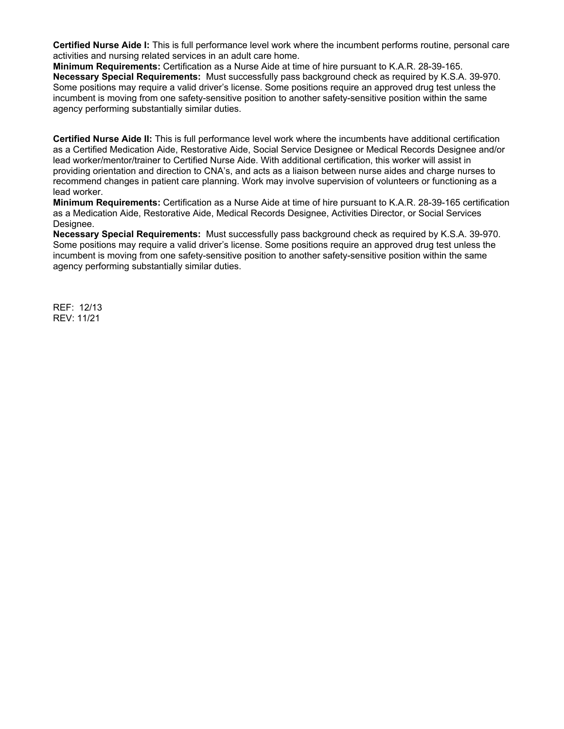**Certified Nurse Aide I:** This is full performance level work where the incumbent performs routine, personal care activities and nursing related services in an adult care home.
**Minimum Requirements:** Certification as a Nurse Aide at time of hire pursuant to K.A.R. 28-39-165.
**Necessary Special Requirements:** Must successfully pass background check as required by K.S.A. 39-970. Some positions may require a valid driver's license. Some positions require an approved drug test unless the incumbent is moving from one safety-sensitive position to another safety-sensitive position within the same agency performing substantially similar duties.

**Certified Nurse Aide II:** This is full performance level work where the incumbents have additional certification as a Certified Medication Aide, Restorative Aide, Social Service Designee or Medical Records Designee and/or lead worker/mentor/trainer to Certified Nurse Aide. With additional certification, this worker will assist in providing orientation and direction to CNA's, and acts as a liaison between nurse aides and charge nurses to recommend changes in patient care planning. Work may involve supervision of volunteers or functioning as a lead worker.
**Minimum Requirements:** Certification as a Nurse Aide at time of hire pursuant to K.A.R. 28-39-165 certification as a Medication Aide, Restorative Aide, Medical Records Designee, Activities Director, or Social Services Designee.
**Necessary Special Requirements:** Must successfully pass background check as required by K.S.A. 39-970. Some positions may require a valid driver's license. Some positions require an approved drug test unless the incumbent is moving from one safety-sensitive position to another safety-sensitive position within the same agency performing substantially similar duties.

REF: 12/13
REV: 11/21